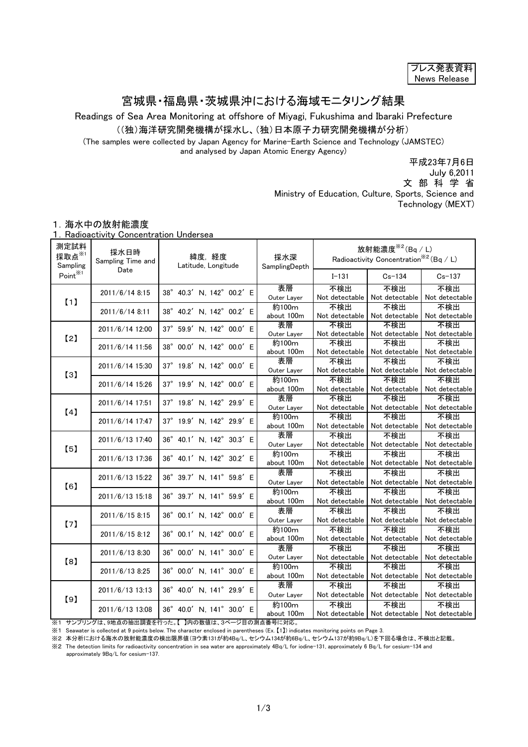プレス発表資料
News Release

# 宮城県・福島県・茨城県沖における海域モニタリング結果

Readings of Sea Area Monitoring at offshore of Miyagi, Fukushima and Ibaraki Prefecture

（(独)海洋研究開発機構が採水し、(独)日本原子力研究開発機構が分析）

(The samples were collected by Japan Agency for Marine-Earth Science and Technology (JAMSTEC) and analysed by Japan Atomic Energy Agency)

平成23年7月6日
July 6,2011
文部科学省
Ministry of Education, Culture, Sports, Science and Technology (MEXT)

## 1. 海水中の放射能濃度
## 1. Radioactivity Concentration Undersea

| 測定試料採取点※1 Sampling Point※1 | 採水日時 Sampling Time and Date | 緯度，経度 Latitude, Longitude | 採水深 SamplingDepth | 放射能濃度※2(Bq / L) Radioactivity Concentration※2(Bq / L) | | |
|---|---|---|---|---|---|---|
| | | | | I-131 | Cs-134 | Cs-137 |
| 【1】 | 2011/6/14 8:15 | 38° 40.3′ N, 142° 00.2′ E | 表層 Outer Layer | 不検出 Not detectable | 不検出 Not detectable | 不検出 Not detectable |
| | 2011/6/14 8:11 | 38° 40.2′ N, 142° 00.2′ E | 約100m about 100m | 不検出 Not detectable | 不検出 Not detectable | 不検出 Not detectable |
| 【2】 | 2011/6/14 12:00 | 37° 59.9′ N, 142° 00.0′ E | 表層 Outer Layer | 不検出 Not detectable | 不検出 Not detectable | 不検出 Not detectable |
| | 2011/6/14 11:56 | 38° 00.0′ N, 142° 00.0′ E | 約100m about 100m | 不検出 Not detectable | 不検出 Not detectable | 不検出 Not detectable |
| 【3】 | 2011/6/14 15:30 | 37° 19.8′ N, 142° 00.0′ E | 表層 Outer Layer | 不検出 Not detectable | 不検出 Not detectable | 不検出 Not detectable |
| | 2011/6/14 15:26 | 37° 19.9′ N, 142° 00.0′ E | 約100m about 100m | 不検出 Not detectable | 不検出 Not detectable | 不検出 Not detectable |
| 【4】 | 2011/6/14 17:51 | 37° 19.8′ N, 142° 29.9′ E | 表層 Outer Layer | 不検出 Not detectable | 不検出 Not detectable | 不検出 Not detectable |
| | 2011/6/14 17:47 | 37° 19.9′ N, 142° 29.9′ E | 約100m about 100m | 不検出 Not detectable | 不検出 Not detectable | 不検出 Not detectable |
| 【5】 | 2011/6/13 17:40 | 36° 40.1′ N, 142° 30.3′ E | 表層 Outer Layer | 不検出 Not detectable | 不検出 Not detectable | 不検出 Not detectable |
| | 2011/6/13 17:36 | 36° 40.1′ N, 142° 30.2′ E | 約100m about 100m | 不検出 Not detectable | 不検出 Not detectable | 不検出 Not detectable |
| 【6】 | 2011/6/13 15:22 | 36° 39.7′ N, 141° 59.8′ E | 表層 Outer Layer | 不検出 Not detectable | 不検出 Not detectable | 不検出 Not detectable |
| | 2011/6/13 15:18 | 36° 39.7′ N, 141° 59.9′ E | 約100m about 100m | 不検出 Not detectable | 不検出 Not detectable | 不検出 Not detectable |
| 【7】 | 2011/6/15 8:15 | 36° 00.1′ N, 142° 00.0′ E | 表層 Outer Layer | 不検出 Not detectable | 不検出 Not detectable | 不検出 Not detectable |
| | 2011/6/15 8:12 | 36° 00.1′ N, 142° 00.0′ E | 約100m about 100m | 不検出 Not detectable | 不検出 Not detectable | 不検出 Not detectable |
| 【8】 | 2011/6/13 8:30 | 36° 00.0′ N, 141° 30.0′ E | 表層 Outer Layer | 不検出 Not detectable | 不検出 Not detectable | 不検出 Not detectable |
| | 2011/6/13 8:25 | 36° 00.0′ N, 141° 30.0′ E | 約100m about 100m | 不検出 Not detectable | 不検出 Not detectable | 不検出 Not detectable |
| 【9】 | 2011/6/13 13:13 | 36° 40.0′ N, 141° 29.9′ E | 表層 Outer Layer | 不検出 Not detectable | 不検出 Not detectable | 不検出 Not detectable |
| | 2011/6/13 13:08 | 36° 40.0′ N, 141° 30.0′ E | 約100m about 100m | 不検出 Not detectable | 不検出 Not detectable | 不検出 Not detectable |

※1 サンプリングは、9地点の抽出調査を行った。【 】内の数値は、3ページ目の測点番号に対応。

※1 Seawater is collected at 9 points below. The character enclosed in parentheses (Ex.【1】) indicates monitoring points on Page 3.

※2 本分析における海水の放射能濃度の検出限界値(ヨウ素131が約4Bq/L、セシウム134が約6Bq/L、セシウム137が約9Bq/L)を下回る場合は、不検出と記載。

※2 The detection limits for radioactivity concentration in sea water are approximately 4Bq/L for iodine-131, approximately 6 Bq/L for cesium-134 and approximately 9Bq/L for cesium-137.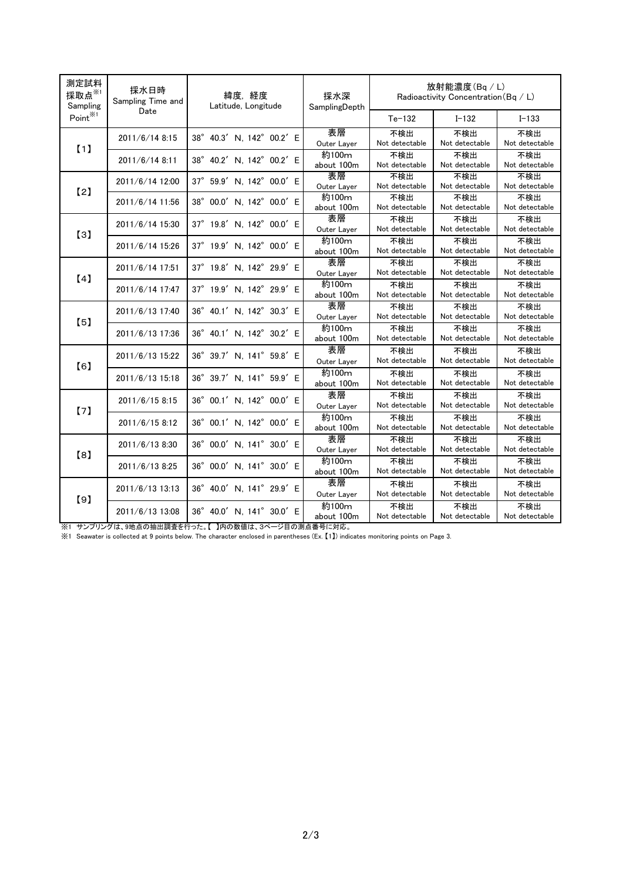| 測定試料採取点※1 Sampling Point※1 | 採水日時 Sampling Time and Date | 緯度, 経度 Latitude, Longitude | 採水深 SamplingDepth | 放射能濃度(Bq / L) Radioactivity Concentration(Bq / L) | | |
|---|---|---|---|---|---|---|
| | | | | Te-132 | I-132 | I-133 |
| 【1】 | 2011/6/14 8:15 | 38° 40.3′ N, 142° 00.2′ E | 表層 Outer Layer | 不検出 Not detectable | 不検出 Not detectable | 不検出 Not detectable |
| | 2011/6/14 8:11 | 38° 40.2′ N, 142° 00.2′ E | 約100m about 100m | 不検出 Not detectable | 不検出 Not detectable | 不検出 Not detectable |
| 【2】 | 2011/6/14 12:00 | 37° 59.9′ N, 142° 00.0′ E | 表層 Outer Layer | 不検出 Not detectable | 不検出 Not detectable | 不検出 Not detectable |
| | 2011/6/14 11:56 | 38° 00.0′ N, 142° 00.0′ E | 約100m about 100m | 不検出 Not detectable | 不検出 Not detectable | 不検出 Not detectable |
| 【3】 | 2011/6/14 15:30 | 37° 19.8′ N, 142° 00.0′ E | 表層 Outer Layer | 不検出 Not detectable | 不検出 Not detectable | 不検出 Not detectable |
| | 2011/6/14 15:26 | 37° 19.9′ N, 142° 00.0′ E | 約100m about 100m | 不検出 Not detectable | 不検出 Not detectable | 不検出 Not detectable |
| 【4】 | 2011/6/14 17:51 | 37° 19.8′ N, 142° 29.9′ E | 表層 Outer Layer | 不検出 Not detectable | 不検出 Not detectable | 不検出 Not detectable |
| | 2011/6/14 17:47 | 37° 19.9′ N, 142° 29.9′ E | 約100m about 100m | 不検出 Not detectable | 不検出 Not detectable | 不検出 Not detectable |
| 【5】 | 2011/6/13 17:40 | 36° 40.1′ N, 142° 30.3′ E | 表層 Outer Layer | 不検出 Not detectable | 不検出 Not detectable | 不検出 Not detectable |
| | 2011/6/13 17:36 | 36° 40.1′ N, 142° 30.2′ E | 約100m about 100m | 不検出 Not detectable | 不検出 Not detectable | 不検出 Not detectable |
| 【6】 | 2011/6/13 15:22 | 36° 39.7′ N, 141° 59.8′ E | 表層 Outer Layer | 不検出 Not detectable | 不検出 Not detectable | 不検出 Not detectable |
| | 2011/6/13 15:18 | 36° 39.7′ N, 141° 59.9′ E | 約100m about 100m | 不検出 Not detectable | 不検出 Not detectable | 不検出 Not detectable |
| 【7】 | 2011/6/15 8:15 | 36° 00.1′ N, 142° 00.0′ E | 表層 Outer Layer | 不検出 Not detectable | 不検出 Not detectable | 不検出 Not detectable |
| | 2011/6/15 8:12 | 36° 00.1′ N, 142° 00.0′ E | 約100m about 100m | 不検出 Not detectable | 不検出 Not detectable | 不検出 Not detectable |
| 【8】 | 2011/6/13 8:30 | 36° 00.0′ N, 141° 30.0′ E | 表層 Outer Layer | 不検出 Not detectable | 不検出 Not detectable | 不検出 Not detectable |
| | 2011/6/13 8:25 | 36° 00.0′ N, 141° 30.0′ E | 約100m about 100m | 不検出 Not detectable | 不検出 Not detectable | 不検出 Not detectable |
| 【9】 | 2011/6/13 13:13 | 36° 40.0′ N, 141° 29.9′ E | 表層 Outer Layer | 不検出 Not detectable | 不検出 Not detectable | 不検出 Not detectable |
| | 2011/6/13 13:08 | 36° 40.0′ N, 141° 30.0′ E | 約100m about 100m | 不検出 Not detectable | 不検出 Not detectable | 不検出 Not detectable |

※1 サンプリングは、9地点の抽出調査を行った。【 】内の数値は、3ページ目の測点番号に対応。

※1 Seawater is collected at 9 points below. The character enclosed in parentheses (Ex. 【1】) indicates monitoring points on Page 3.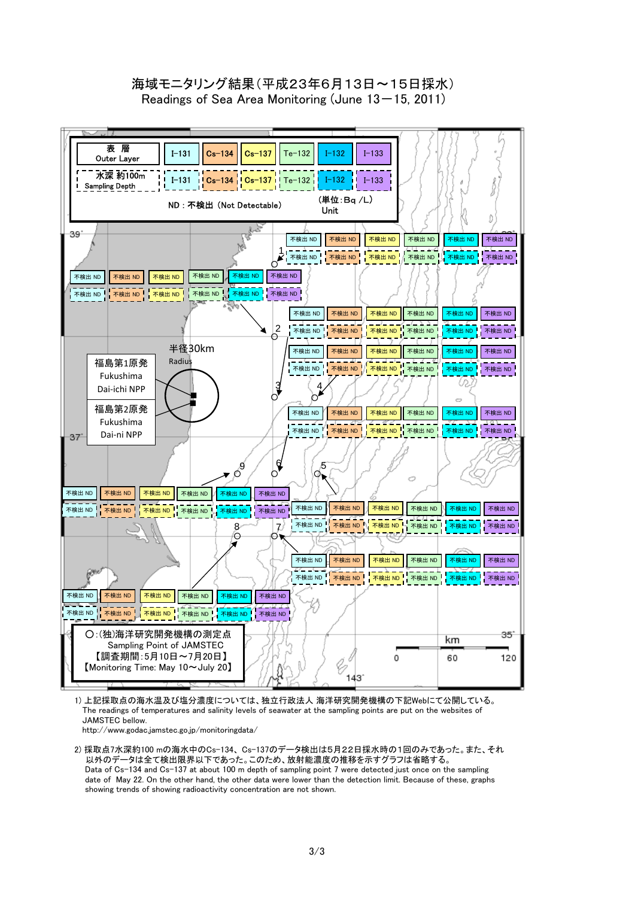# 海域モニタリング結果（平成23年6月13日～15日採水）
Readings of Sea Area Monitoring (June 13－15, 2011)

| | | | | | | |
|---|---|---|---|---|---|---|
| 表層 Outer Layer | I-131 | Cs-134 | Cs-137 | Te-132 | I-132 | I-133 |
| 水深 約100m Sampling Depth | I-131 | Cs-134 | Cs-137 | Te-132 | I-132 | I-133 |

ND：不検出 (Not Detectable)

（単位：Bq /L）
Unit

| 採取点 | 層 | I-131 | Cs-134 | Cs-137 | Te-132 | I-132 | I-133 |
|---|---|---|---|---|---|---|---|
| 1 | 表層 | 不検出 ND | 不検出 ND | 不検出 ND | 不検出 ND | 不検出 ND | 不検出 ND |
| 1 | 水深 約100m | 不検出 ND | 不検出 ND | 不検出 ND | 不検出 ND | 不検出 ND | 不検出 ND |
| 2 | 表層 | 不検出 ND | 不検出 ND | 不検出 ND | 不検出 ND | 不検出 ND | 不検出 ND |
| 2 | 水深 約100m | 不検出 ND | 不検出 ND | 不検出 ND | 不検出 ND | 不検出 ND | 不検出 ND |
| 3 | 表層 | 不検出 ND | 不検出 ND | 不検出 ND | 不検出 ND | 不検出 ND | 不検出 ND |
| 3 | 水深 約100m | 不検出 ND | 不検出 ND | 不検出 ND | 不検出 ND | 不検出 ND | 不検出 ND |
| 4 | 表層 | 不検出 ND | 不検出 ND | 不検出 ND | 不検出 ND | 不検出 ND | 不検出 ND |
| 4 | 水深 約100m | 不検出 ND | 不検出 ND | 不検出 ND | 不検出 ND | 不検出 ND | 不検出 ND |
| 5 | 表層 | 不検出 ND | 不検出 ND | 不検出 ND | 不検出 ND | 不検出 ND | 不検出 ND |
| 5 | 水深 約100m | 不検出 ND | 不検出 ND | 不検出 ND | 不検出 ND | 不検出 ND | 不検出 ND |
| 6 | 表層 | 不検出 ND | 不検出 ND | 不検出 ND | 不検出 ND | 不検出 ND | 不検出 ND |
| 6 | 水深 約100m | 不検出 ND | 不検出 ND | 不検出 ND | 不検出 ND | 不検出 ND | 不検出 ND |
| 7 | 表層 | 不検出 ND | 不検出 ND | 不検出 ND | 不検出 ND | 不検出 ND | 不検出 ND |
| 7 | 水深 約100m | 不検出 ND | 不検出 ND | 不検出 ND | 不検出 ND | 不検出 ND | 不検出 ND |
| 8 | 表層 | 不検出 ND | 不検出 ND | 不検出 ND | 不検出 ND | 不検出 ND | 不検出 ND |
| 8 | 水深 約100m | 不検出 ND | 不検出 ND | 不検出 ND | 不検出 ND | 不検出 ND | 不検出 ND |
| 9 | 表層 | 不検出 ND | 不検出 ND | 不検出 ND | 不検出 ND | 不検出 ND | 不検出 ND |
| 9 | 水深 約100m | 不検出 ND | 不検出 ND | 不検出 ND | 不検出 ND | 不検出 ND | 不検出 ND |

半径30km
Radius

福島第1原発
Fukushima
Dai-ichi NPP

福島第2原発
Fukushima
Dai-ni NPP

39°
37°
35°
143°

km
0 60 120

○：(独)海洋研究開発機構の測定点
Sampling Point of JAMSTEC
【調査期間：5月10日～7月20日】
【Monitoring Time: May 10～July 20】

1) 上記採取点の海水温及び塩分濃度については、独立行政法人 海洋研究開発機構の下記Webにて公開している。
The readings of temperatures and salinity levels of seawater at the sampling points are put on the websites of JAMSTEC bellow.
http://www.godac.jamstec.go.jp/monitoringdata/

2) 採取点7水深約100 mの海水中のCs-134、Cs-137のデータ検出は5月22日採水時の1回のみであった。また、それ以外のデータは全て検出限界以下であった。このため、放射能濃度の推移を示すグラフは省略する。
Data of Cs-134 and Cs-137 at about 100 m depth of sampling point 7 were detected just once on the sampling date of May 22. On the other hand, the other data were lower than the detection limit. Because of these, graphs showing trends of showing radioactivity concentration are not shown.